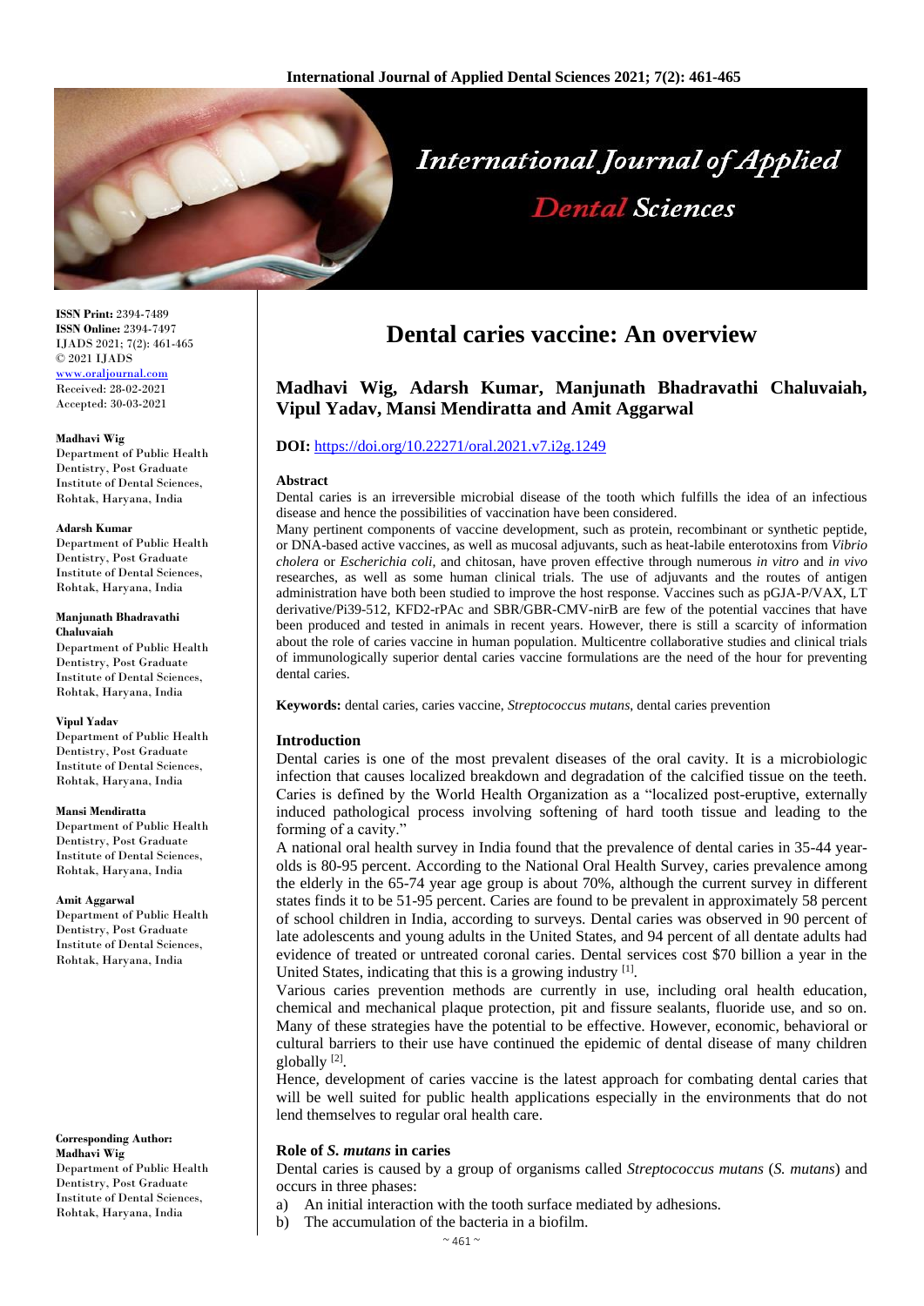# Dental caries vaccine: An overview

**Madhavi Wig, Adarsh Kumar, Manjunath Bhadravathi Chaluvaiah, Vipul Yadav, Mansi Mendiratta and Amit Aggarwal**

**DOI:** https://doi.org/10.22271/oral.2021.v7.i2g.1249

**ISSN Print:** 2394-7489
**ISSN Online:** 2394-7497
IJADS 2021; 7(2): 461-465
© 2021 IJADS
www.oraljournal.com
Received: 28-02-2021
Accepted: 30-03-2021

**Madhavi Wig**
Department of Public Health Dentistry, Post Graduate Institute of Dental Sciences, Rohtak, Haryana, India

**Adarsh Kumar**
Department of Public Health Dentistry, Post Graduate Institute of Dental Sciences, Rohtak, Haryana, India

**Manjunath Bhadravathi Chaluvaiah**
Department of Public Health Dentistry, Post Graduate Institute of Dental Sciences, Rohtak, Haryana, India

**Vipul Yadav**
Department of Public Health Dentistry, Post Graduate Institute of Dental Sciences, Rohtak, Haryana, India

**Mansi Mendiratta**
Department of Public Health Dentistry, Post Graduate Institute of Dental Sciences, Rohtak, Haryana, India

**Amit Aggarwal**
Department of Public Health Dentistry, Post Graduate Institute of Dental Sciences, Rohtak, Haryana, India

**Corresponding Author:**
**Madhavi Wig**
Department of Public Health Dentistry, Post Graduate Institute of Dental Sciences, Rohtak, Haryana, India

## Abstract

Dental caries is an irreversible microbial disease of the tooth which fulfills the idea of an infectious disease and hence the possibilities of vaccination have been considered.

Many pertinent components of vaccine development, such as protein, recombinant or synthetic peptide, or DNA-based active vaccines, as well as mucosal adjuvants, such as heat-labile enterotoxins from *Vibrio cholera* or *Escherichia coli*, and chitosan, have proven effective through numerous *in vitro* and *in vivo* researches, as well as some human clinical trials. The use of adjuvants and the routes of antigen administration have both been studied to improve the host response. Vaccines such as pGJA-P/VAX, LT derivative/Pi39-512, KFD2-rPAc and SBR/GBR-CMV-nirB are few of the potential vaccines that have been produced and tested in animals in recent years. However, there is still a scarcity of information about the role of caries vaccine in human population. Multicentre collaborative studies and clinical trials of immunologically superior dental caries vaccine formulations are the need of the hour for preventing dental caries.

**Keywords:** dental caries, caries vaccine, *Streptococcus mutans*, dental caries prevention

## Introduction

Dental caries is one of the most prevalent diseases of the oral cavity. It is a microbiologic infection that causes localized breakdown and degradation of the calcified tissue on the teeth. Caries is defined by the World Health Organization as a "localized post-eruptive, externally induced pathological process involving softening of hard tooth tissue and leading to the forming of a cavity."

A national oral health survey in India found that the prevalence of dental caries in 35-44 year-olds is 80-95 percent. According to the National Oral Health Survey, caries prevalence among the elderly in the 65-74 year age group is about 70%, although the current survey in different states finds it to be 51-95 percent. Caries are found to be prevalent in approximately 58 percent of school children in India, according to surveys. Dental caries was observed in 90 percent of late adolescents and young adults in the United States, and 94 percent of all dentate adults had evidence of treated or untreated coronal caries. Dental services cost $70 billion a year in the United States, indicating that this is a growing industry [1].

Various caries prevention methods are currently in use, including oral health education, chemical and mechanical plaque protection, pit and fissure sealants, fluoride use, and so on. Many of these strategies have the potential to be effective. However, economic, behavioral or cultural barriers to their use have continued the epidemic of dental disease of many children globally [2].

Hence, development of caries vaccine is the latest approach for combating dental caries that will be well suited for public health applications especially in the environments that do not lend themselves to regular oral health care.

### Role of *S. mutans* in caries

Dental caries is caused by a group of organisms called *Streptococcus mutans* (*S. mutans*) and occurs in three phases:

a) An initial interaction with the tooth surface mediated by adhesions.
b) The accumulation of the bacteria in a biofilm.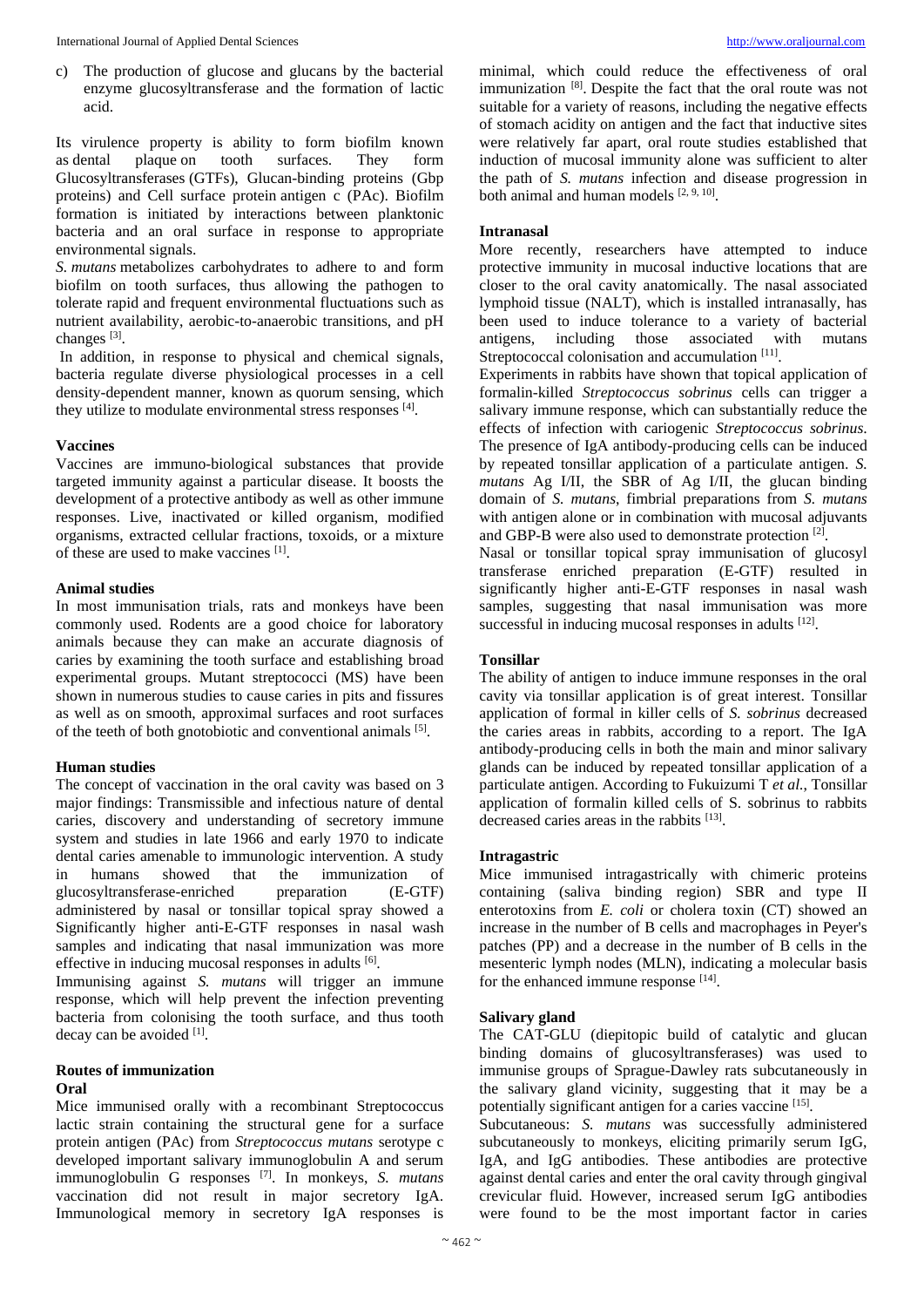c) The production of glucose and glucans by the bacterial enzyme glucosyltransferase and the formation of lactic acid.

Its virulence property is ability to form biofilm known as dental plaque on tooth surfaces. They form Glucosyltransferases (GTFs), Glucan-binding proteins (Gbp proteins) and Cell surface protein antigen c (PAc). Biofilm formation is initiated by interactions between planktonic bacteria and an oral surface in response to appropriate environmental signals.

*S. mutans* metabolizes carbohydrates to adhere to and form biofilm on tooth surfaces, thus allowing the pathogen to tolerate rapid and frequent environmental fluctuations such as nutrient availability, aerobic-to-anaerobic transitions, and pH changes [3].

In addition, in response to physical and chemical signals, bacteria regulate diverse physiological processes in a cell density-dependent manner, known as quorum sensing, which they utilize to modulate environmental stress responses [4].

### Vaccines

Vaccines are immuno-biological substances that provide targeted immunity against a particular disease. It boosts the development of a protective antibody as well as other immune responses. Live, inactivated or killed organism, modified organisms, extracted cellular fractions, toxoids, or a mixture of these are used to make vaccines [1].

### Animal studies

In most immunisation trials, rats and monkeys have been commonly used. Rodents are a good choice for laboratory animals because they can make an accurate diagnosis of caries by examining the tooth surface and establishing broad experimental groups. Mutant streptococci (MS) have been shown in numerous studies to cause caries in pits and fissures as well as on smooth, approximal surfaces and root surfaces of the teeth of both gnotobiotic and conventional animals [5].

### Human studies

The concept of vaccination in the oral cavity was based on 3 major findings: Transmissible and infectious nature of dental caries, discovery and understanding of secretory immune system and studies in late 1966 and early 1970 to indicate dental caries amenable to immunologic intervention. A study in humans showed that the immunization of glucosyltransferase-enriched preparation (E-GTF) administered by nasal or tonsillar topical spray showed a Significantly higher anti-E-GTF responses in nasal wash samples and indicating that nasal immunization was more effective in inducing mucosal responses in adults [6].

Immunising against *S. mutans* will trigger an immune response, which will help prevent the infection preventing bacteria from colonising the tooth surface, and thus tooth decay can be avoided [1].

### Routes of immunization

#### Oral

Mice immunised orally with a recombinant Streptococcus lactic strain containing the structural gene for a surface protein antigen (PAc) from *Streptococcus mutans* serotype c developed important salivary immunoglobulin A and serum immunoglobulin G responses [7]. In monkeys, *S. mutans* vaccination did not result in major secretory IgA. Immunological memory in secretory IgA responses is minimal, which could reduce the effectiveness of oral immunization [8]. Despite the fact that the oral route was not suitable for a variety of reasons, including the negative effects of stomach acidity on antigen and the fact that inductive sites were relatively far apart, oral route studies established that induction of mucosal immunity alone was sufficient to alter the path of *S. mutans* infection and disease progression in both animal and human models [2, 9, 10].

#### Intranasal

More recently, researchers have attempted to induce protective immunity in mucosal inductive locations that are closer to the oral cavity anatomically. The nasal associated lymphoid tissue (NALT), which is installed intranasally, has been used to induce tolerance to a variety of bacterial antigens, including those associated with mutans Streptococcal colonisation and accumulation [11].

Experiments in rabbits have shown that topical application of formalin-killed *Streptococcus sobrinus* cells can trigger a salivary immune response, which can substantially reduce the effects of infection with cariogenic *Streptococcus sobrinus*. The presence of IgA antibody-producing cells can be induced by repeated tonsillar application of a particulate antigen. *S. mutans* Ag I/II, the SBR of Ag I/II, the glucan binding domain of *S. mutans*, fimbrial preparations from *S. mutans* with antigen alone or in combination with mucosal adjuvants and GBP-B were also used to demonstrate protection [2].

Nasal or tonsillar topical spray immunisation of glucosyl transferase enriched preparation (E-GTF) resulted in significantly higher anti-E-GTF responses in nasal wash samples, suggesting that nasal immunisation was more successful in inducing mucosal responses in adults [12].

#### Tonsillar

The ability of antigen to induce immune responses in the oral cavity via tonsillar application is of great interest. Tonsillar application of formal in killer cells of *S. sobrinus* decreased the caries areas in rabbits, according to a report. The IgA antibody-producing cells in both the main and minor salivary glands can be induced by repeated tonsillar application of a particulate antigen. According to Fukuizumi T *et al.*, Tonsillar application of formalin killed cells of S. sobrinus to rabbits decreased caries areas in the rabbits [13].

#### Intragastric

Mice immunised intragastrically with chimeric proteins containing (saliva binding region) SBR and type II enterotoxins from *E. coli* or cholera toxin (CT) showed an increase in the number of B cells and macrophages in Peyer's patches (PP) and a decrease in the number of B cells in the mesenteric lymph nodes (MLN), indicating a molecular basis for the enhanced immune response [14].

#### Salivary gland

The CAT-GLU (diepitopic build of catalytic and glucan binding domains of glucosyltransferases) was used to immunise groups of Sprague-Dawley rats subcutaneously in the salivary gland vicinity, suggesting that it may be a potentially significant antigen for a caries vaccine [15].

Subcutaneous: *S. mutans* was successfully administered subcutaneously to monkeys, eliciting primarily serum IgG, IgA, and IgG antibodies. These antibodies are protective against dental caries and enter the oral cavity through gingival crevicular fluid. However, increased serum IgG antibodies were found to be the most important factor in caries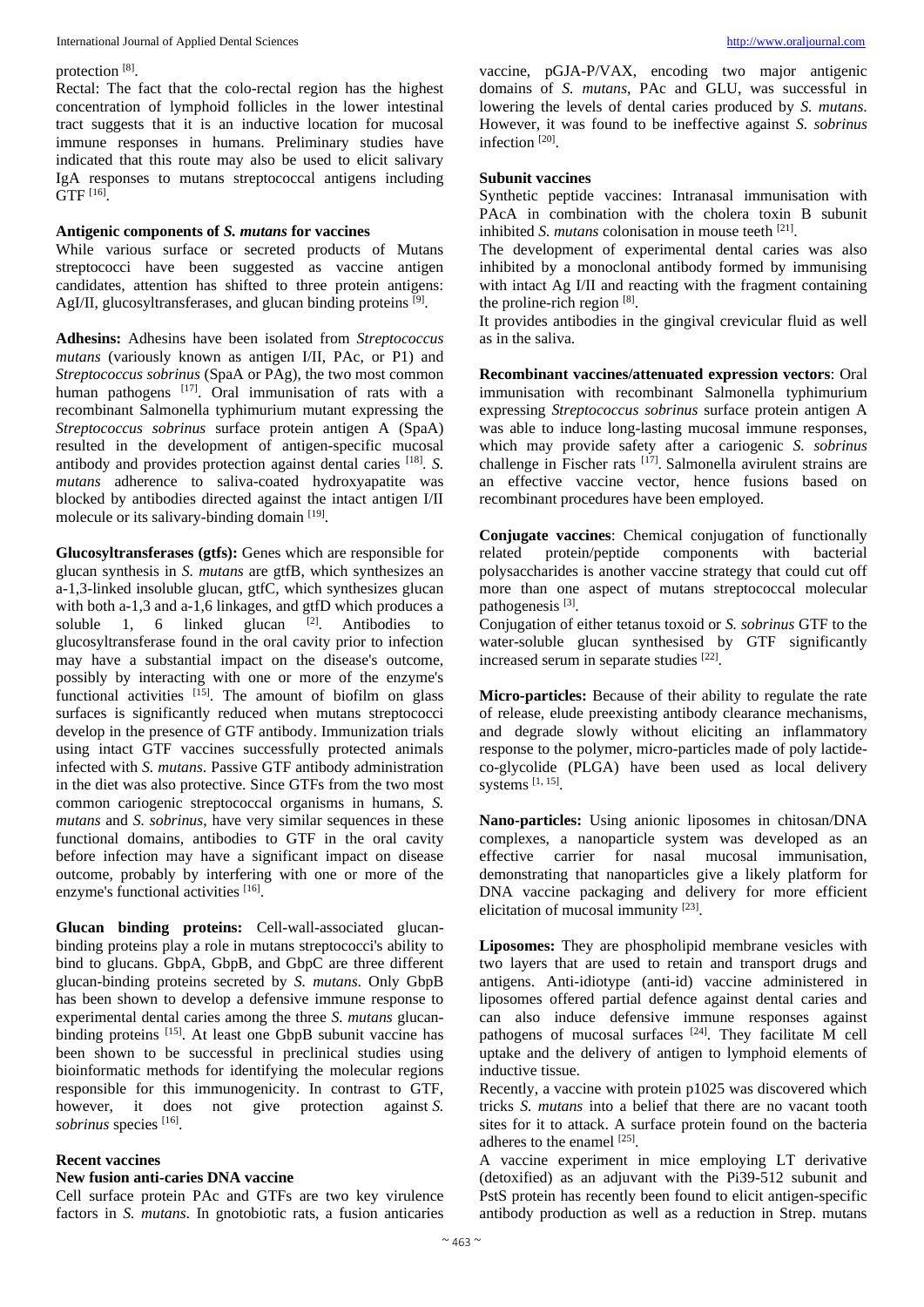protection [8].

Rectal: The fact that the colo-rectal region has the highest concentration of lymphoid follicles in the lower intestinal tract suggests that it is an inductive location for mucosal immune responses in humans. Preliminary studies have indicated that this route may also be used to elicit salivary IgA responses to mutans streptococcal antigens including GTF [16].

### Antigenic components of *S. mutans* for vaccines

While various surface or secreted products of Mutans streptococci have been suggested as vaccine antigen candidates, attention has shifted to three protein antigens: AgI/II, glucosyltransferases, and glucan binding proteins [9].

**Adhesins:** Adhesins have been isolated from *Streptococcus mutans* (variously known as antigen I/II, PAc, or P1) and *Streptococcus sobrinus* (SpaA or PAg), the two most common human pathogens [17]. Oral immunisation of rats with a recombinant Salmonella typhimurium mutant expressing the *Streptococcus sobrinus* surface protein antigen A (SpaA) resulted in the development of antigen-specific mucosal antibody and provides protection against dental caries [18]. *S. mutans* adherence to saliva-coated hydroxyapatite was blocked by antibodies directed against the intact antigen I/II molecule or its salivary-binding domain [19].

**Glucosyltransferases (gtfs):** Genes which are responsible for glucan synthesis in *S. mutans* are gtfB, which synthesizes an a-1,3-linked insoluble glucan, gtfC, which synthesizes glucan with both a-1,3 and a-1,6 linkages, and gtfD which produces a soluble 1, 6 linked glucan [2]. Antibodies to glucosyltransferase found in the oral cavity prior to infection may have a substantial impact on the disease's outcome, possibly by interacting with one or more of the enzyme's functional activities [15]. The amount of biofilm on glass surfaces is significantly reduced when mutans streptococci develop in the presence of GTF antibody. Immunization trials using intact GTF vaccines successfully protected animals infected with *S. mutans*. Passive GTF antibody administration in the diet was also protective. Since GTFs from the two most common cariogenic streptococcal organisms in humans, *S. mutans* and *S. sobrinus*, have very similar sequences in these functional domains, antibodies to GTF in the oral cavity before infection may have a significant impact on disease outcome, probably by interfering with one or more of the enzyme's functional activities [16].

**Glucan binding proteins:** Cell-wall-associated glucan-binding proteins play a role in mutans streptococci's ability to bind to glucans. GbpA, GbpB, and GbpC are three different glucan-binding proteins secreted by *S. mutans*. Only GbpB has been shown to develop a defensive immune response to experimental dental caries among the three *S. mutans* glucan-binding proteins [15]. At least one GbpB subunit vaccine has been shown to be successful in preclinical studies using bioinformatic methods for identifying the molecular regions responsible for this immunogenicity. In contrast to GTF, however, it does not give protection against *S. sobrinus* species [16].

### Recent vaccines

#### New fusion anti-caries DNA vaccine

Cell surface protein PAc and GTFs are two key virulence factors in *S. mutans*. In gnotobiotic rats, a fusion anticaries vaccine, pGJA-P/VAX, encoding two major antigenic domains of *S. mutans*, PAc and GLU, was successful in lowering the levels of dental caries produced by *S. mutans*. However, it was found to be ineffective against *S. sobrinus* infection [20].

#### Subunit vaccines

Synthetic peptide vaccines: Intranasal immunisation with PAcA in combination with the cholera toxin B subunit inhibited *S. mutans* colonisation in mouse teeth [21].

The development of experimental dental caries was also inhibited by a monoclonal antibody formed by immunising with intact Ag I/II and reacting with the fragment containing the proline-rich region [8].

It provides antibodies in the gingival crevicular fluid as well as in the saliva.

**Recombinant vaccines/attenuated expression vectors**: Oral immunisation with recombinant Salmonella typhimurium expressing *Streptococcus sobrinus* surface protein antigen A was able to induce long-lasting mucosal immune responses, which may provide safety after a cariogenic *S. sobrinus* challenge in Fischer rats [17]. Salmonella avirulent strains are an effective vaccine vector, hence fusions based on recombinant procedures have been employed.

**Conjugate vaccines**: Chemical conjugation of functionally related protein/peptide components with bacterial polysaccharides is another vaccine strategy that could cut off more than one aspect of mutans streptococcal molecular pathogenesis [3].

Conjugation of either tetanus toxoid or *S. sobrinus* GTF to the water-soluble glucan synthesised by GTF significantly increased serum in separate studies [22].

**Micro-particles:** Because of their ability to regulate the rate of release, elude preexisting antibody clearance mechanisms, and degrade slowly without eliciting an inflammatory response to the polymer, micro-particles made of poly lactide-co-glycolide (PLGA) have been used as local delivery systems [1, 15].

**Nano-particles:** Using anionic liposomes in chitosan/DNA complexes, a nanoparticle system was developed as an effective carrier for nasal mucosal immunisation, demonstrating that nanoparticles give a likely platform for DNA vaccine packaging and delivery for more efficient elicitation of mucosal immunity [23].

**Liposomes:** They are phospholipid membrane vesicles with two layers that are used to retain and transport drugs and antigens. Anti-idiotype (anti-id) vaccine administered in liposomes offered partial defence against dental caries and can also induce defensive immune responses against pathogens of mucosal surfaces [24]. They facilitate M cell uptake and the delivery of antigen to lymphoid elements of inductive tissue.

Recently, a vaccine with protein p1025 was discovered which tricks *S. mutans* into a belief that there are no vacant tooth sites for it to attack. A surface protein found on the bacteria adheres to the enamel [25].

A vaccine experiment in mice employing LT derivative (detoxified) as an adjuvant with the Pi39-512 subunit and PstS protein has recently been found to elicit antigen-specific antibody production as well as a reduction in Strep. mutans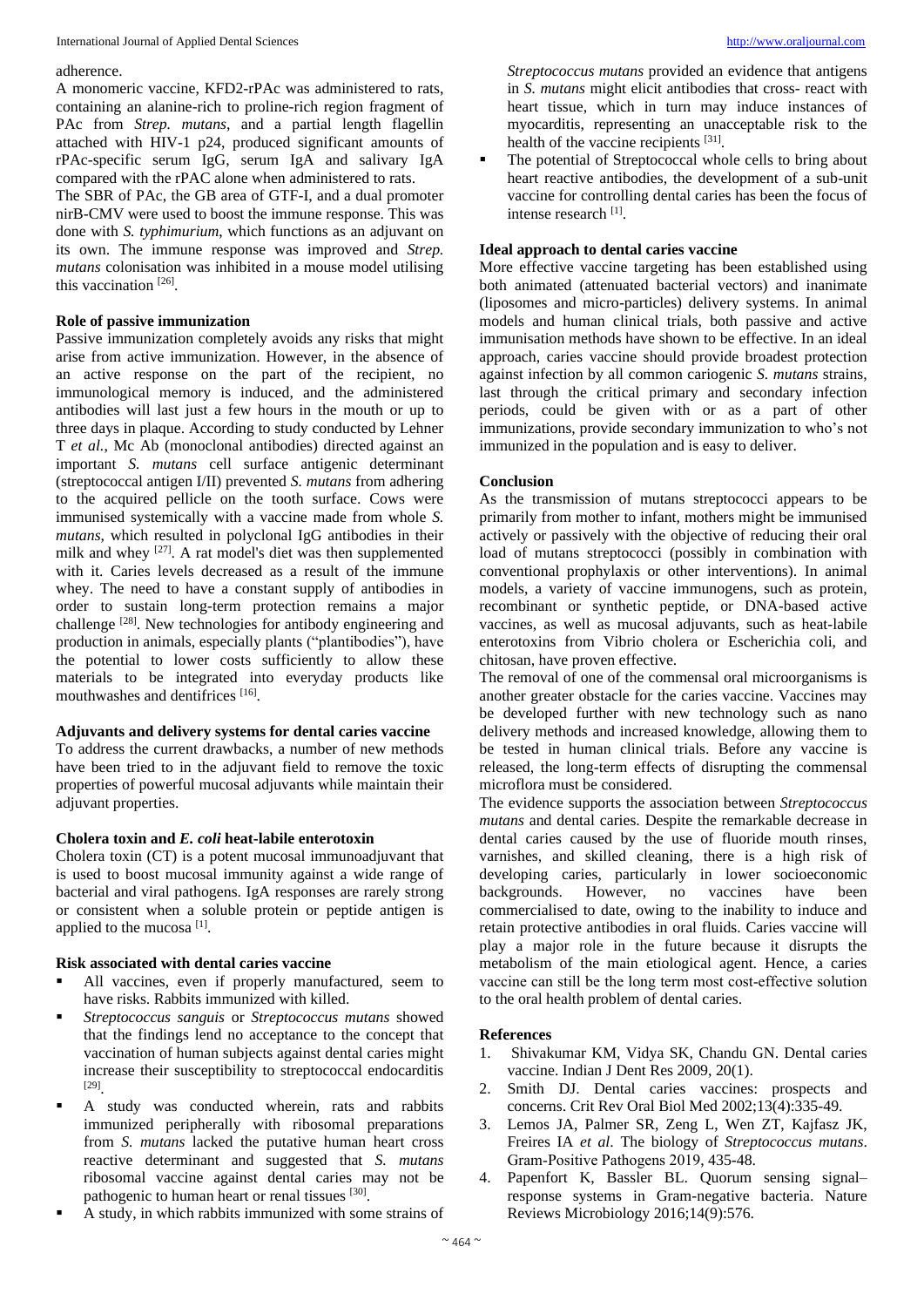adherence.

A monomeric vaccine, KFD2-rPAc was administered to rats, containing an alanine-rich to proline-rich region fragment of PAc from *Strep. mutans*, and a partial length flagellin attached with HIV-1 p24, produced significant amounts of rPAc-specific serum IgG, serum IgA and salivary IgA compared with the rPAC alone when administered to rats.

The SBR of PAc, the GB area of GTF-I, and a dual promoter nirB-CMV were used to boost the immune response. This was done with *S. typhimurium*, which functions as an adjuvant on its own. The immune response was improved and *Strep. mutans* colonisation was inhibited in a mouse model utilising this vaccination [26].

## Role of passive immunization

Passive immunization completely avoids any risks that might arise from active immunization. However, in the absence of an active response on the part of the recipient, no immunological memory is induced, and the administered antibodies will last just a few hours in the mouth or up to three days in plaque. According to study conducted by Lehner T *et al.*, Mc Ab (monoclonal antibodies) directed against an important *S. mutans* cell surface antigenic determinant (streptococcal antigen I/II) prevented *S. mutans* from adhering to the acquired pellicle on the tooth surface. Cows were immunised systemically with a vaccine made from whole *S. mutans*, which resulted in polyclonal IgG antibodies in their milk and whey [27]. A rat model's diet was then supplemented with it. Caries levels decreased as a result of the immune whey. The need to have a constant supply of antibodies in order to sustain long-term protection remains a major challenge [28]. New technologies for antibody engineering and production in animals, especially plants ("plantibodies"), have the potential to lower costs sufficiently to allow these materials to be integrated into everyday products like mouthwashes and dentifrices [16].

## Adjuvants and delivery systems for dental caries vaccine

To address the current drawbacks, a number of new methods have been tried to in the adjuvant field to remove the toxic properties of powerful mucosal adjuvants while maintain their adjuvant properties.

## Cholera toxin and *E. coli* heat-labile enterotoxin

Cholera toxin (CT) is a potent mucosal immunoadjuvant that is used to boost mucosal immunity against a wide range of bacterial and viral pathogens. IgA responses are rarely strong or consistent when a soluble protein or peptide antigen is applied to the mucosa [1].

## Risk associated with dental caries vaccine

- All vaccines, even if properly manufactured, seem to have risks. Rabbits immunized with killed.
- *Streptococcus sanguis* or *Streptococcus mutans* showed that the findings lend no acceptance to the concept that vaccination of human subjects against dental caries might increase their susceptibility to streptococcal endocarditis [29].
- A study was conducted wherein, rats and rabbits immunized peripherally with ribosomal preparations from *S. mutans* lacked the putative human heart cross reactive determinant and suggested that *S. mutans* ribosomal vaccine against dental caries may not be pathogenic to human heart or renal tissues [30].
- A study, in which rabbits immunized with some strains of *Streptococcus mutans* provided an evidence that antigens in *S. mutans* might elicit antibodies that cross- react with heart tissue, which in turn may induce instances of myocarditis, representing an unacceptable risk to the health of the vaccine recipients [31].
- The potential of Streptococcal whole cells to bring about heart reactive antibodies, the development of a sub-unit vaccine for controlling dental caries has been the focus of intense research [1].

## Ideal approach to dental caries vaccine

More effective vaccine targeting has been established using both animated (attenuated bacterial vectors) and inanimate (liposomes and micro-particles) delivery systems. In animal models and human clinical trials, both passive and active immunisation methods have shown to be effective. In an ideal approach, caries vaccine should provide broadest protection against infection by all common cariogenic *S. mutans* strains, last through the critical primary and secondary infection periods, could be given with or as a part of other immunizations, provide secondary immunization to who's not immunized in the population and is easy to deliver.

## Conclusion

As the transmission of mutans streptococci appears to be primarily from mother to infant, mothers might be immunised actively or passively with the objective of reducing their oral load of mutans streptococci (possibly in combination with conventional prophylaxis or other interventions). In animal models, a variety of vaccine immunogens, such as protein, recombinant or synthetic peptide, or DNA-based active vaccines, as well as mucosal adjuvants, such as heat-labile enterotoxins from Vibrio cholera or Escherichia coli, and chitosan, have proven effective.

The removal of one of the commensal oral microorganisms is another greater obstacle for the caries vaccine. Vaccines may be developed further with new technology such as nano delivery methods and increased knowledge, allowing them to be tested in human clinical trials. Before any vaccine is released, the long-term effects of disrupting the commensal microflora must be considered.

The evidence supports the association between *Streptococcus mutans* and dental caries. Despite the remarkable decrease in dental caries caused by the use of fluoride mouth rinses, varnishes, and skilled cleaning, there is a high risk of developing caries, particularly in lower socioeconomic backgrounds. However, no vaccines have been commercialised to date, owing to the inability to induce and retain protective antibodies in oral fluids. Caries vaccine will play a major role in the future because it disrupts the metabolism of the main etiological agent. Hence, a caries vaccine can still be the long term most cost-effective solution to the oral health problem of dental caries.

## References

1. Shivakumar KM, Vidya SK, Chandu GN. Dental caries vaccine. Indian J Dent Res 2009, 20(1).
2. Smith DJ. Dental caries vaccines: prospects and concerns. Crit Rev Oral Biol Med 2002;13(4):335-49.
3. Lemos JA, Palmer SR, Zeng L, Wen ZT, Kajfasz JK, Freires IA *et al*. The biology of *Streptococcus mutans*. Gram-Positive Pathogens 2019, 435-48.
4. Papenfort K, Bassler BL. Quorum sensing signal–response systems in Gram-negative bacteria. Nature Reviews Microbiology 2016;14(9):576.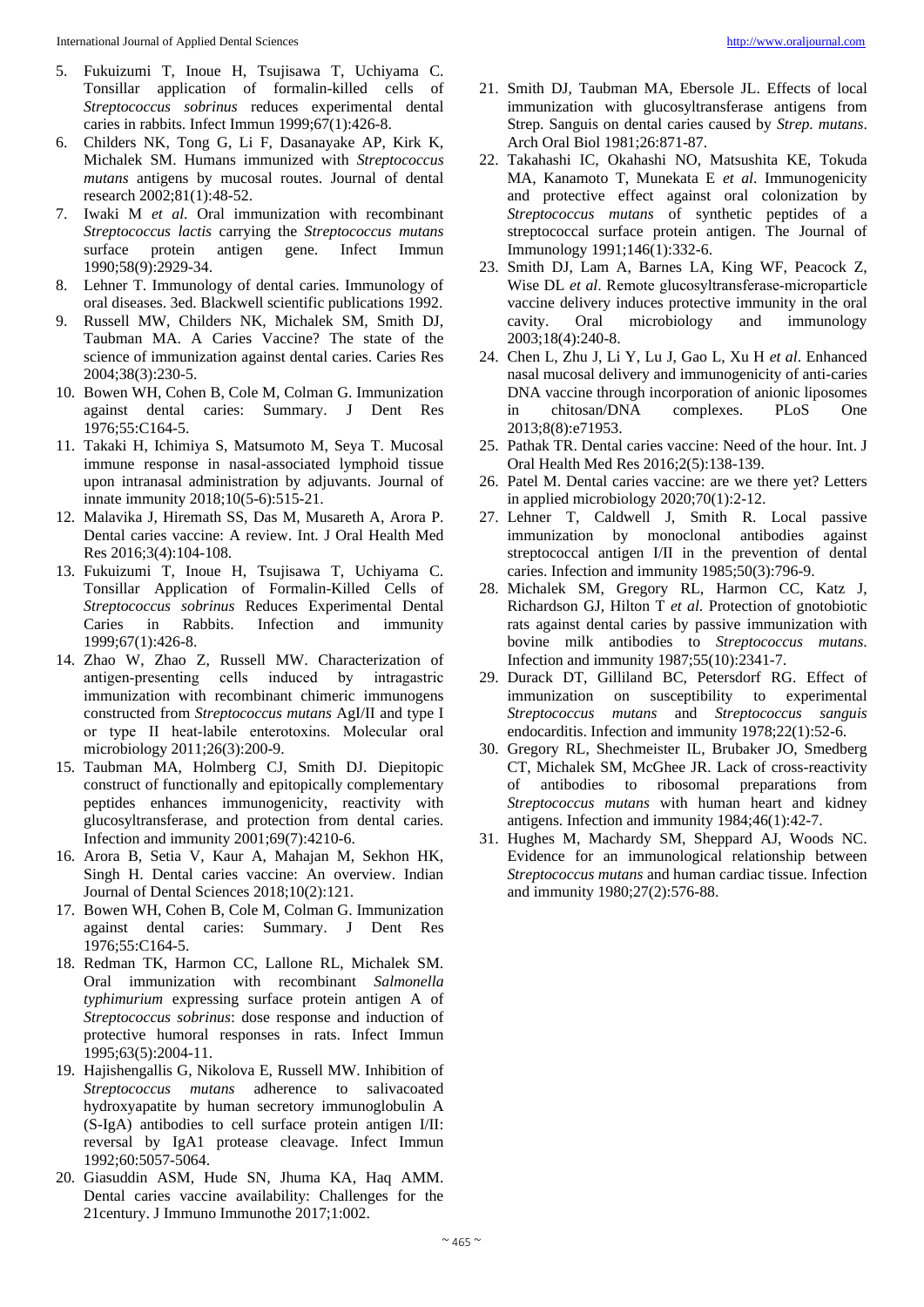5. Fukuizumi T, Inoue H, Tsujisawa T, Uchiyama C. Tonsillar application of formalin-killed cells of *Streptococcus sobrinus* reduces experimental dental caries in rabbits. Infect Immun 1999;67(1):426-8.
6. Childers NK, Tong G, Li F, Dasanayake AP, Kirk K, Michalek SM. Humans immunized with *Streptococcus mutans* antigens by mucosal routes. Journal of dental research 2002;81(1):48-52.
7. Iwaki M *et al*. Oral immunization with recombinant *Streptococcus lactis* carrying the *Streptococcus mutans* surface protein antigen gene. Infect Immun 1990;58(9):2929-34.
8. Lehner T. Immunology of dental caries. Immunology of oral diseases. 3ed. Blackwell scientific publications 1992.
9. Russell MW, Childers NK, Michalek SM, Smith DJ, Taubman MA. A Caries Vaccine? The state of the science of immunization against dental caries. Caries Res 2004;38(3):230-5.
10. Bowen WH, Cohen B, Cole M, Colman G. Immunization against dental caries: Summary. J Dent Res 1976;55:C164-5.
11. Takaki H, Ichimiya S, Matsumoto M, Seya T. Mucosal immune response in nasal-associated lymphoid tissue upon intranasal administration by adjuvants. Journal of innate immunity 2018;10(5-6):515-21.
12. Malavika J, Hiremath SS, Das M, Musareth A, Arora P. Dental caries vaccine: A review. Int. J Oral Health Med Res 2016;3(4):104-108.
13. Fukuizumi T, Inoue H, Tsujisawa T, Uchiyama C. Tonsillar Application of Formalin-Killed Cells of *Streptococcus sobrinus* Reduces Experimental Dental Caries in Rabbits. Infection and immunity 1999;67(1):426-8.
14. Zhao W, Zhao Z, Russell MW. Characterization of antigen-presenting cells induced by intragastric immunization with recombinant chimeric immunogens constructed from *Streptococcus mutans* AgI/II and type I or type II heat-labile enterotoxins. Molecular oral microbiology 2011;26(3):200-9.
15. Taubman MA, Holmberg CJ, Smith DJ. Diepitopic construct of functionally and epitopically complementary peptides enhances immunogenicity, reactivity with glucosyltransferase, and protection from dental caries. Infection and immunity 2001;69(7):4210-6.
16. Arora B, Setia V, Kaur A, Mahajan M, Sekhon HK, Singh H. Dental caries vaccine: An overview. Indian Journal of Dental Sciences 2018;10(2):121.
17. Bowen WH, Cohen B, Cole M, Colman G. Immunization against dental caries: Summary. J Dent Res 1976;55:C164-5.
18. Redman TK, Harmon CC, Lallone RL, Michalek SM. Oral immunization with recombinant *Salmonella typhimurium* expressing surface protein antigen A of *Streptococcus sobrinus*: dose response and induction of protective humoral responses in rats. Infect Immun 1995;63(5):2004-11.
19. Hajishengallis G, Nikolova E, Russell MW. Inhibition of *Streptococcus mutans* adherence to salivacoated hydroxyapatite by human secretory immunoglobulin A (S-IgA) antibodies to cell surface protein antigen I/II: reversal by IgA1 protease cleavage. Infect Immun 1992;60:5057-5064.
20. Giasuddin ASM, Hude SN, Jhuma KA, Haq AMM. Dental caries vaccine availability: Challenges for the 21century. J Immuno Immunothe 2017;1:002.
21. Smith DJ, Taubman MA, Ebersole JL. Effects of local immunization with glucosyltransferase antigens from Strep. Sanguis on dental caries caused by *Strep. mutans*. Arch Oral Biol 1981;26:871-87.
22. Takahashi IC, Okahashi NO, Matsushita KE, Tokuda MA, Kanamoto T, Munekata E *et al*. Immunogenicity and protective effect against oral colonization by *Streptococcus mutans* of synthetic peptides of a streptococcal surface protein antigen. The Journal of Immunology 1991;146(1):332-6.
23. Smith DJ, Lam A, Barnes LA, King WF, Peacock Z, Wise DL *et al*. Remote glucosyltransferase-microparticle vaccine delivery induces protective immunity in the oral cavity. Oral microbiology and immunology 2003;18(4):240-8.
24. Chen L, Zhu J, Li Y, Lu J, Gao L, Xu H *et al*. Enhanced nasal mucosal delivery and immunogenicity of anti-caries DNA vaccine through incorporation of anionic liposomes in chitosan/DNA complexes. PLoS One 2013;8(8):e71953.
25. Pathak TR. Dental caries vaccine: Need of the hour. Int. J Oral Health Med Res 2016;2(5):138-139.
26. Patel M. Dental caries vaccine: are we there yet? Letters in applied microbiology 2020;70(1):2-12.
27. Lehner T, Caldwell J, Smith R. Local passive immunization by monoclonal antibodies against streptococcal antigen I/II in the prevention of dental caries. Infection and immunity 1985;50(3):796-9.
28. Michalek SM, Gregory RL, Harmon CC, Katz J, Richardson GJ, Hilton T *et al*. Protection of gnotobiotic rats against dental caries by passive immunization with bovine milk antibodies to *Streptococcus mutans*. Infection and immunity 1987;55(10):2341-7.
29. Durack DT, Gilliland BC, Petersdorf RG. Effect of immunization on susceptibility to experimental *Streptococcus mutans* and *Streptococcus sanguis* endocarditis. Infection and immunity 1978;22(1):52-6.
30. Gregory RL, Shechmeister IL, Brubaker JO, Smedberg CT, Michalek SM, McGhee JR. Lack of cross-reactivity of antibodies to ribosomal preparations from *Streptococcus mutans* with human heart and kidney antigens. Infection and immunity 1984;46(1):42-7.
31. Hughes M, Machardy SM, Sheppard AJ, Woods NC. Evidence for an immunological relationship between *Streptococcus mutans* and human cardiac tissue. Infection and immunity 1980;27(2):576-88.